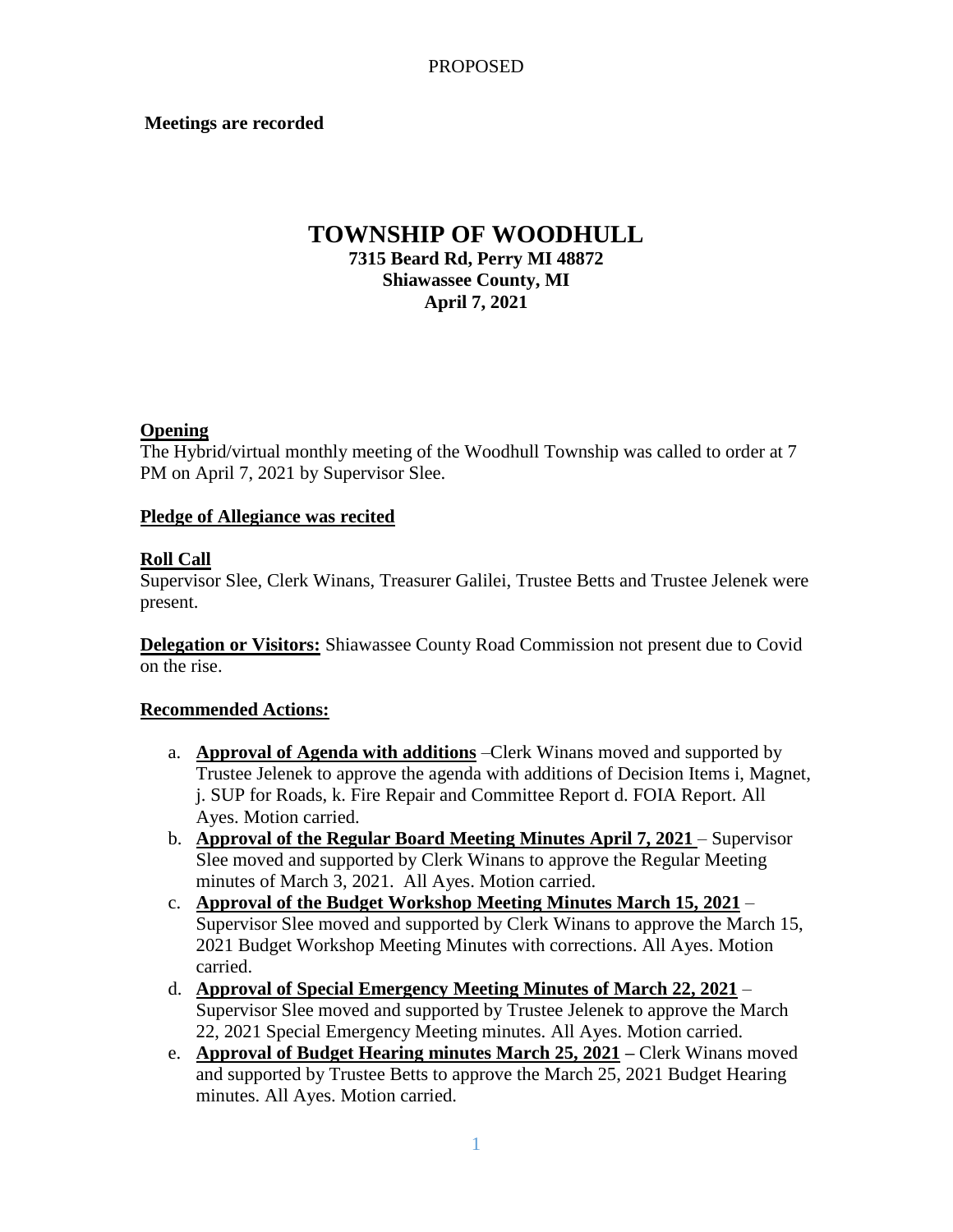PROPOSED

**Meetings are recorded**

# TOWNSHIP OF WOODHULL

**7315 Beard Rd, Perry MI 48872**
**Shiawassee County, MI**
**April 7, 2021**

## Opening

The Hybrid/virtual monthly meeting of the Woodhull Township was called to order at 7 PM on April 7, 2021 by Supervisor Slee.

## Pledge of Allegiance was recited

## Roll Call

Supervisor Slee, Clerk Winans, Treasurer Galilei, Trustee Betts and Trustee Jelenek were present.

**Delegation or Visitors:** Shiawassee County Road Commission not present due to Covid on the rise.

## Recommended Actions:

a. **Approval of Agenda with additions** –Clerk Winans moved and supported by Trustee Jelenek to approve the agenda with additions of Decision Items i, Magnet, j. SUP for Roads, k. Fire Repair and Committee Report d. FOIA Report. All Ayes. Motion carried.
b. **Approval of the Regular Board Meeting Minutes April 7, 2021** – Supervisor Slee moved and supported by Clerk Winans to approve the Regular Meeting minutes of March 3, 2021. All Ayes. Motion carried.
c. **Approval of the Budget Workshop Meeting Minutes March 15, 2021** – Supervisor Slee moved and supported by Clerk Winans to approve the March 15, 2021 Budget Workshop Meeting Minutes with corrections. All Ayes. Motion carried.
d. **Approval of Special Emergency Meeting Minutes of March 22, 2021** – Supervisor Slee moved and supported by Trustee Jelenek to approve the March 22, 2021 Special Emergency Meeting minutes. All Ayes. Motion carried.
e. **Approval of Budget Hearing minutes March 25, 2021 –** Clerk Winans moved and supported by Trustee Betts to approve the March 25, 2021 Budget Hearing minutes. All Ayes. Motion carried.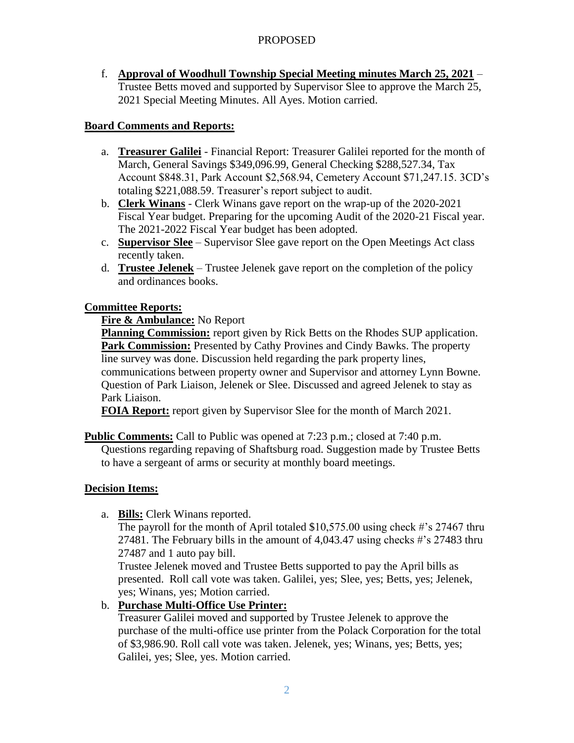PROPOSED

f. **Approval of Woodhull Township Special Meeting minutes March 25, 2021** – Trustee Betts moved and supported by Supervisor Slee to approve the March 25, 2021 Special Meeting Minutes. All Ayes. Motion carried.

**Board Comments and Reports:**

a. **Treasurer Galilei** - Financial Report: Treasurer Galilei reported for the month of March, General Savings $349,096.99, General Checking $288,527.34, Tax Account $848.31, Park Account $2,568.94, Cemetery Account $71,247.15. 3CD's totaling $221,088.59. Treasurer's report subject to audit.
b. **Clerk Winans** - Clerk Winans gave report on the wrap-up of the 2020-2021 Fiscal Year budget. Preparing for the upcoming Audit of the 2020-21 Fiscal year. The 2021-2022 Fiscal Year budget has been adopted.
c. **Supervisor Slee** – Supervisor Slee gave report on the Open Meetings Act class recently taken.
d. **Trustee Jelenek** – Trustee Jelenek gave report on the completion of the policy and ordinances books.

**Committee Reports:**

**Fire & Ambulance:** No Report

**Planning Commission:** report given by Rick Betts on the Rhodes SUP application.

**Park Commission:** Presented by Cathy Provines and Cindy Bawks. The property line survey was done. Discussion held regarding the park property lines, communications between property owner and Supervisor and attorney Lynn Bowne. Question of Park Liaison, Jelenek or Slee. Discussed and agreed Jelenek to stay as Park Liaison.

**FOIA Report:** report given by Supervisor Slee for the month of March 2021.

**Public Comments:** Call to Public was opened at 7:23 p.m.; closed at 7:40 p.m. Questions regarding repaving of Shaftsburg road. Suggestion made by Trustee Betts to have a sergeant of arms or security at monthly board meetings.

**Decision Items:**

a. **Bills:** Clerk Winans reported.
   The payroll for the month of April totaled $10,575.00 using check #'s 27467 thru 27481. The February bills in the amount of 4,043.47 using checks #'s 27483 thru 27487 and 1 auto pay bill.
   Trustee Jelenek moved and Trustee Betts supported to pay the April bills as presented. Roll call vote was taken. Galilei, yes; Slee, yes; Betts, yes; Jelenek, yes; Winans, yes; Motion carried.
b. **Purchase Multi-Office Use Printer:**
   Treasurer Galilei moved and supported by Trustee Jelenek to approve the purchase of the multi-office use printer from the Polack Corporation for the total of $3,986.90. Roll call vote was taken. Jelenek, yes; Winans, yes; Betts, yes; Galilei, yes; Slee, yes. Motion carried.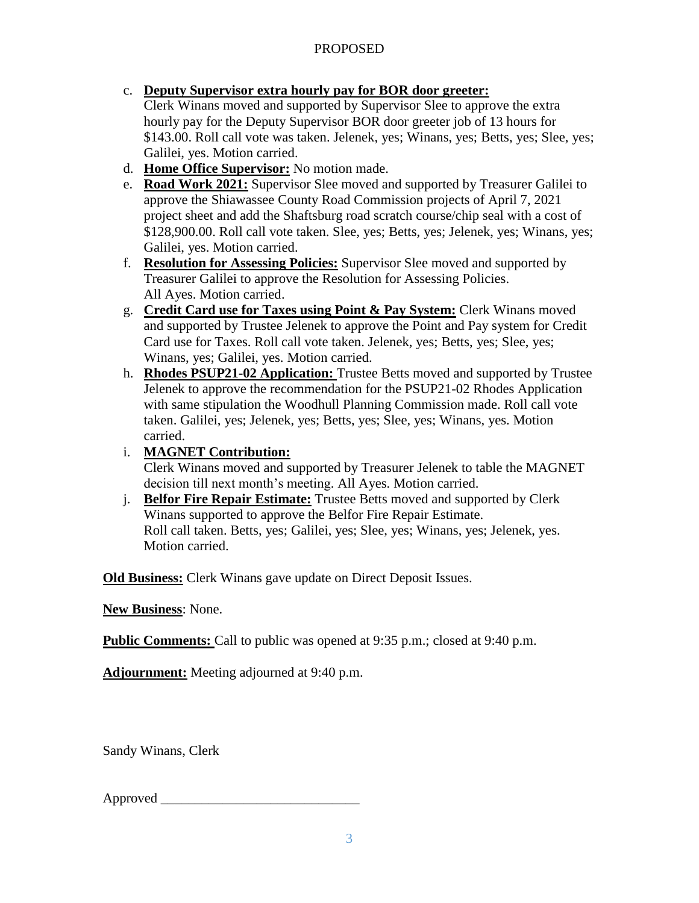PROPOSED

c. **Deputy Supervisor extra hourly pay for BOR door greeter:** Clerk Winans moved and supported by Supervisor Slee to approve the extra hourly pay for the Deputy Supervisor BOR door greeter job of 13 hours for $143.00. Roll call vote was taken. Jelenek, yes; Winans, yes; Betts, yes; Slee, yes; Galilei, yes. Motion carried.
d. **Home Office Supervisor:** No motion made.
e. **Road Work 2021:** Supervisor Slee moved and supported by Treasurer Galilei to approve the Shiawassee County Road Commission projects of April 7, 2021 project sheet and add the Shaftsburg road scratch course/chip seal with a cost of $128,900.00. Roll call vote taken. Slee, yes; Betts, yes; Jelenek, yes; Winans, yes; Galilei, yes. Motion carried.
f. **Resolution for Assessing Policies:** Supervisor Slee moved and supported by Treasurer Galilei to approve the Resolution for Assessing Policies. All Ayes. Motion carried.
g. **Credit Card use for Taxes using Point & Pay System:** Clerk Winans moved and supported by Trustee Jelenek to approve the Point and Pay system for Credit Card use for Taxes. Roll call vote taken. Jelenek, yes; Betts, yes; Slee, yes; Winans, yes; Galilei, yes. Motion carried.
h. **Rhodes PSUP21-02 Application:** Trustee Betts moved and supported by Trustee Jelenek to approve the recommendation for the PSUP21-02 Rhodes Application with same stipulation the Woodhull Planning Commission made. Roll call vote taken. Galilei, yes; Jelenek, yes; Betts, yes; Slee, yes; Winans, yes. Motion carried.
i. **MAGNET Contribution:** Clerk Winans moved and supported by Treasurer Jelenek to table the MAGNET decision till next month's meeting. All Ayes. Motion carried.
j. **Belfor Fire Repair Estimate:** Trustee Betts moved and supported by Clerk Winans supported to approve the Belfor Fire Repair Estimate. Roll call taken. Betts, yes; Galilei, yes; Slee, yes; Winans, yes; Jelenek, yes. Motion carried.

**Old Business:** Clerk Winans gave update on Direct Deposit Issues.

**New Business**: None.

**Public Comments:** Call to public was opened at 9:35 p.m.; closed at 9:40 p.m.

**Adjournment:** Meeting adjourned at 9:40 p.m.

Sandy Winans, Clerk

Approved ____________________________